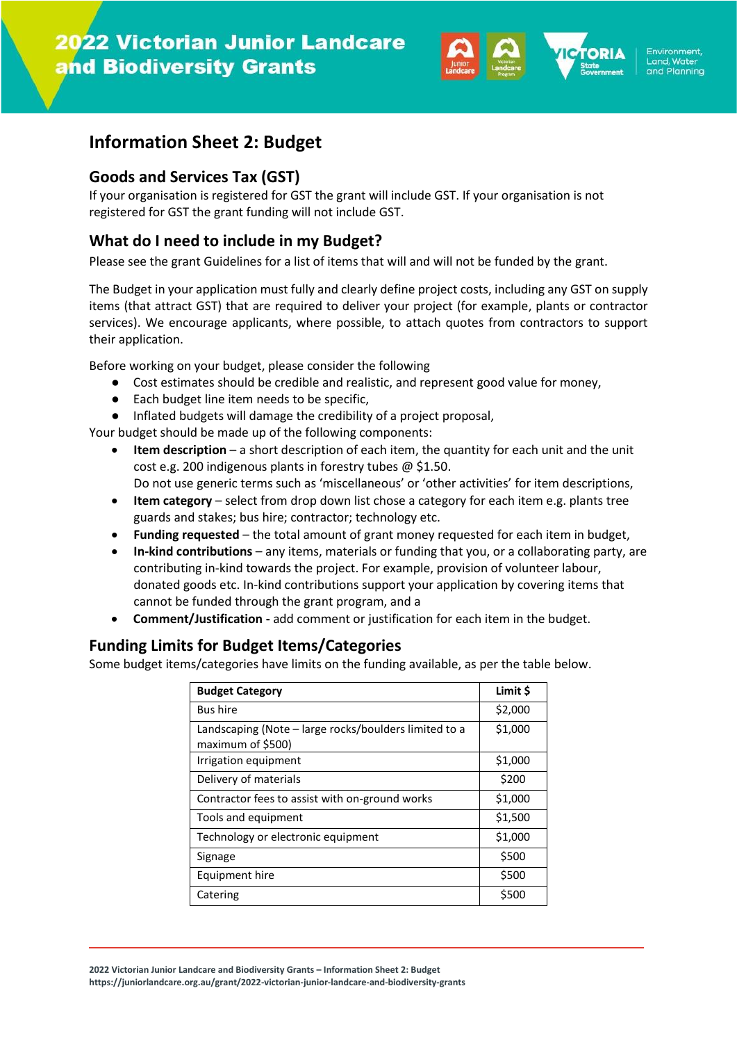# 2022 Victorian Junior Landcare and Biodiversity Grants

## Information Sheet 2: Budget

### Goods and Services Tax (GST)

If your organisation is registered for GST the grant will include GST. If your organisation is not registered for GST the grant funding will not include GST.

### What do I need to include in my Budget?

Please see the grant Guidelines for a list of items that will and will not be funded by the grant.

The Budget in your application must fully and clearly define project costs, including any GST on supply items (that attract GST) that are required to deliver your project (for example, plants or contractor services). We encourage applicants, where possible, to attach quotes from contractors to support their application.

Before working on your budget, please consider the following

- Cost estimates should be credible and realistic, and represent good value for money,
- Each budget line item needs to be specific,
- Inflated budgets will damage the credibility of a project proposal,

Your budget should be made up of the following components:

- **Item description** – a short description of each item, the quantity for each unit and the unit cost e.g. 200 indigenous plants in forestry tubes @ $1.50.
  Do not use generic terms such as 'miscellaneous' or 'other activities' for item descriptions,
- **Item category** – select from drop down list chose a category for each item e.g. plants tree guards and stakes; bus hire; contractor; technology etc.
- **Funding requested** – the total amount of grant money requested for each item in budget,
- **In-kind contributions** – any items, materials or funding that you, or a collaborating party, are contributing in-kind towards the project. For example, provision of volunteer labour, donated goods etc. In-kind contributions support your application by covering items that cannot be funded through the grant program, and a
- **Comment/Justification -** add comment or justification for each item in the budget.

### Funding Limits for Budget Items/Categories

Some budget items/categories have limits on the funding available, as per the table below.

| Budget Category | Limit $ |
|---|---|
| Bus hire | $2,000 |
| Landscaping (Note – large rocks/boulders limited to a maximum of $500) | $1,000 |
| Irrigation equipment | $1,000 |
| Delivery of materials | $200 |
| Contractor fees to assist with on-ground works | $1,000 |
| Tools and equipment | $1,500 |
| Technology or electronic equipment | $1,000 |
| Signage | $500 |
| Equipment hire | $500 |
| Catering | $500 |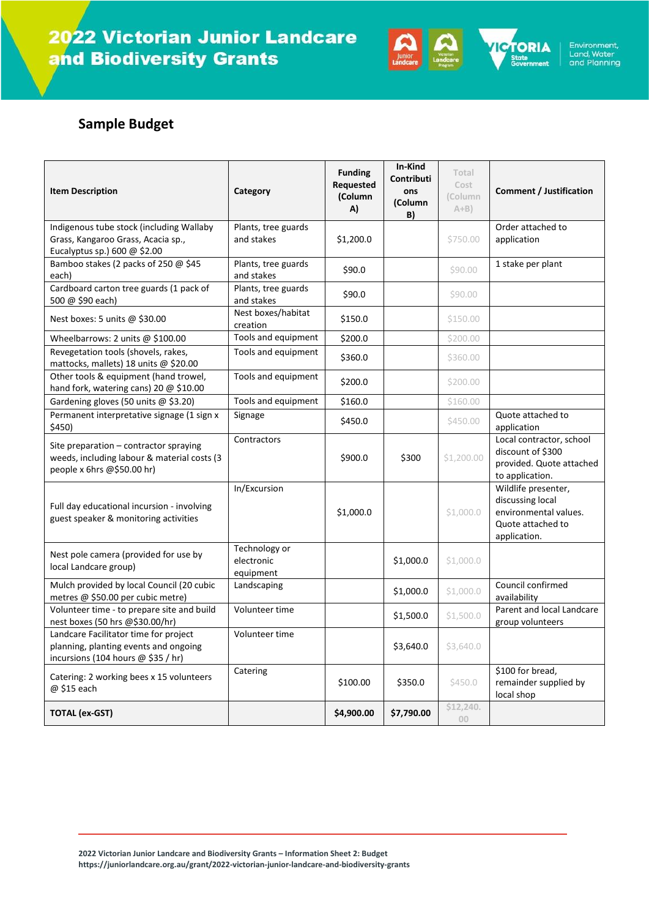# 2022 Victorian Junior Landcare and Biodiversity Grants

## Sample Budget

| Item Description | Category | Funding Requested (Column A) | In-Kind Contributions (Column B) | Total Cost (Column A+B) | Comment / Justification |
|---|---|---|---|---|---|
| Indigenous tube stock (including Wallaby Grass, Kangaroo Grass, Acacia sp., Eucalyptus sp.) 600 @ $2.00 | Plants, tree guards and stakes | $1,200.0 | | $750.00 | Order attached to application |
| Bamboo stakes (2 packs of 250 @ $45 each) | Plants, tree guards and stakes | $90.0 | | $90.00 | 1 stake per plant |
| Cardboard carton tree guards (1 pack of 500 @ $90 each) | Plants, tree guards and stakes | $90.0 | | $90.00 | |
| Nest boxes: 5 units @ $30.00 | Nest boxes/habitat creation | $150.0 | | $150.00 | |
| Wheelbarrows: 2 units @ $100.00 | Tools and equipment | $200.0 | | $200.00 | |
| Revegetation tools (shovels, rakes, mattocks, mallets) 18 units @ $20.00 | Tools and equipment | $360.0 | | $360.00 | |
| Other tools & equipment (hand trowel, hand fork, watering cans) 20 @ $10.00 | Tools and equipment | $200.0 | | $200.00 | |
| Gardening gloves (50 units @ $3.20) | Tools and equipment | $160.0 | | $160.00 | |
| Permanent interpretative signage (1 sign x $450) | Signage | $450.0 | | $450.00 | Quote attached to application |
| Site preparation – contractor spraying weeds, including labour & material costs (3 people x 6hrs @$50.00 hr) | Contractors | $900.0 | $300 | $1,200.00 | Local contractor, school discount of $300 provided. Quote attached to application. |
| Full day educational incursion - involving guest speaker & monitoring activities | In/Excursion | $1,000.0 | | $1,000.0 | Wildlife presenter, discussing local environmental values. Quote attached to application. |
| Nest pole camera (provided for use by local Landcare group) | Technology or electronic equipment | | $1,000.0 | $1,000.0 | |
| Mulch provided by local Council (20 cubic metres @ $50.00 per cubic metre) | Landscaping | | $1,000.0 | $1,000.0 | Council confirmed availability |
| Volunteer time - to prepare site and build nest boxes (50 hrs @$30.00/hr) | Volunteer time | | $1,500.0 | $1,500.0 | Parent and local Landcare group volunteers |
| Landcare Facilitator time for project planning, planting events and ongoing incursions (104 hours @ $35 / hr) | Volunteer time | | $3,640.0 | $3,640.0 | |
| Catering: 2 working bees x 15 volunteers @ $15 each | Catering | $100.00 | $350.0 | $450.0 | $100 for bread, remainder supplied by local shop |
| **TOTAL (ex-GST)** | | **$4,900.00** | **$7,790.00** | $12,240.00 | |